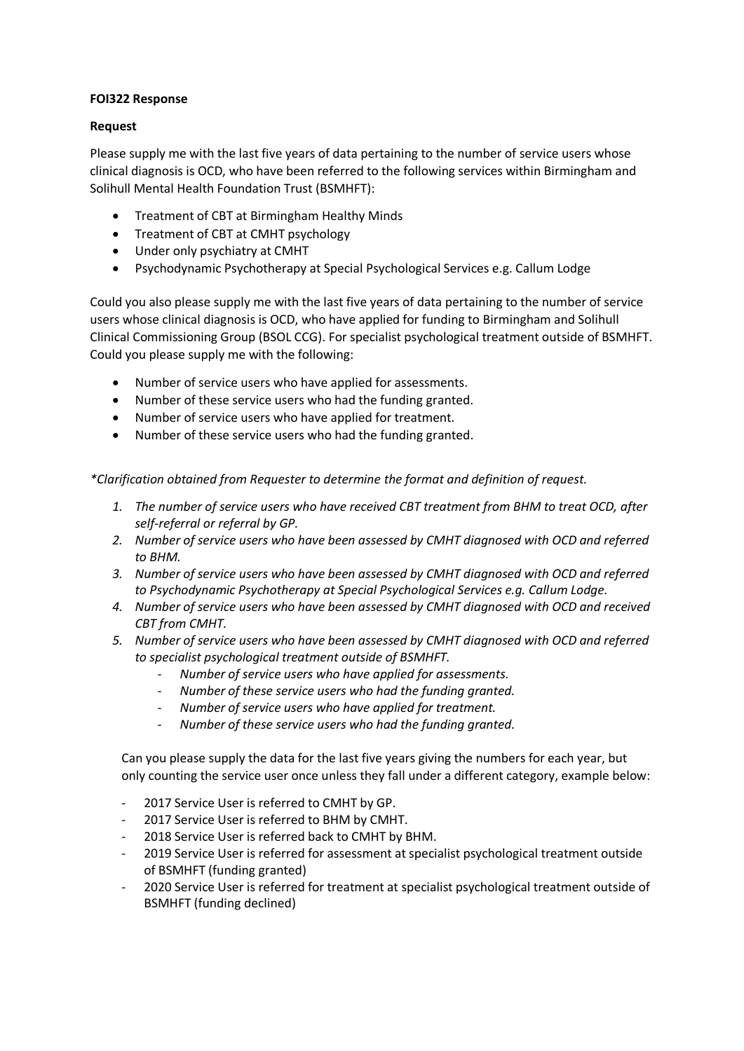**FOI322 Response**

**Request**

Please supply me with the last five years of data pertaining to the number of service users whose clinical diagnosis is OCD, who have been referred to the following services within Birmingham and Solihull Mental Health Foundation Trust (BSMHFT):

- Treatment of CBT at Birmingham Healthy Minds
- Treatment of CBT at CMHT psychology
- Under only psychiatry at CMHT
- Psychodynamic Psychotherapy at Special Psychological Services e.g. Callum Lodge

Could you also please supply me with the last five years of data pertaining to the number of service users whose clinical diagnosis is OCD, who have applied for funding to Birmingham and Solihull Clinical Commissioning Group (BSOL CCG). For specialist psychological treatment outside of BSMHFT. Could you please supply me with the following:

- Number of service users who have applied for assessments.
- Number of these service users who had the funding granted.
- Number of service users who have applied for treatment.
- Number of these service users who had the funding granted.

*\*Clarification obtained from Requester to determine the format and definition of request.*

1. *The number of service users who have received CBT treatment from BHM to treat OCD, after self-referral or referral by GP.*
2. *Number of service users who have been assessed by CMHT diagnosed with OCD and referred to BHM.*
3. *Number of service users who have been assessed by CMHT diagnosed with OCD and referred to Psychodynamic Psychotherapy at Special Psychological Services e.g. Callum Lodge.*
4. *Number of service users who have been assessed by CMHT diagnosed with OCD and received CBT from CMHT.*
5. *Number of service users who have been assessed by CMHT diagnosed with OCD and referred to specialist psychological treatment outside of BSMHFT.*
    - *Number of service users who have applied for assessments.*
    - *Number of these service users who had the funding granted.*
    - *Number of service users who have applied for treatment.*
    - *Number of these service users who had the funding granted.*

Can you please supply the data for the last five years giving the numbers for each year, but only counting the service user once unless they fall under a different category, example below:

- 2017 Service User is referred to CMHT by GP.
- 2017 Service User is referred to BHM by CMHT.
- 2018 Service User is referred back to CMHT by BHM.
- 2019 Service User is referred for assessment at specialist psychological treatment outside of BSMHFT (funding granted)
- 2020 Service User is referred for treatment at specialist psychological treatment outside of BSMHFT (funding declined)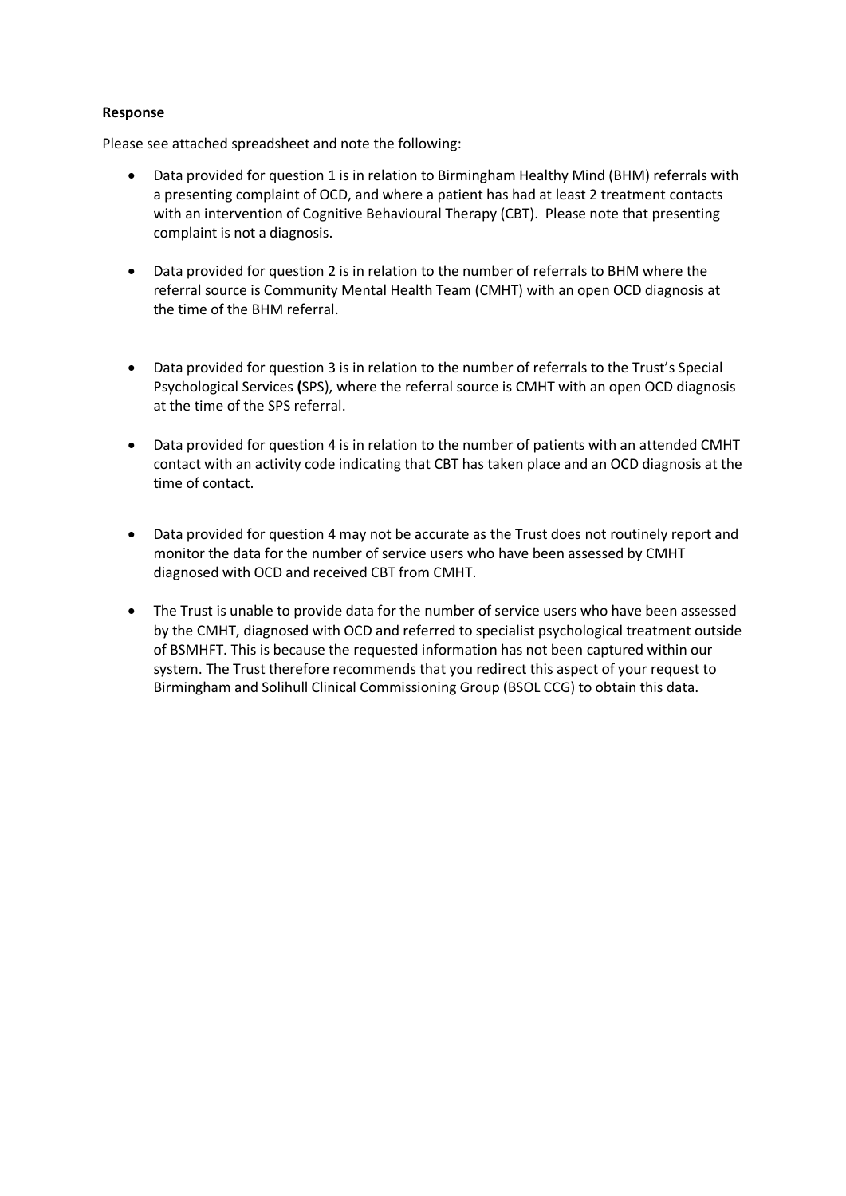**Response**

Please see attached spreadsheet and note the following:

- Data provided for question 1 is in relation to Birmingham Healthy Mind (BHM) referrals with a presenting complaint of OCD, and where a patient has had at least 2 treatment contacts with an intervention of Cognitive Behavioural Therapy (CBT). Please note that presenting complaint is not a diagnosis.

- Data provided for question 2 is in relation to the number of referrals to BHM where the referral source is Community Mental Health Team (CMHT) with an open OCD diagnosis at the time of the BHM referral.

- Data provided for question 3 is in relation to the number of referrals to the Trust's Special Psychological Services **(**SPS), where the referral source is CMHT with an open OCD diagnosis at the time of the SPS referral.

- Data provided for question 4 is in relation to the number of patients with an attended CMHT contact with an activity code indicating that CBT has taken place and an OCD diagnosis at the time of contact.

- Data provided for question 4 may not be accurate as the Trust does not routinely report and monitor the data for the number of service users who have been assessed by CMHT diagnosed with OCD and received CBT from CMHT.

- The Trust is unable to provide data for the number of service users who have been assessed by the CMHT, diagnosed with OCD and referred to specialist psychological treatment outside of BSMHFT. This is because the requested information has not been captured within our system. The Trust therefore recommends that you redirect this aspect of your request to Birmingham and Solihull Clinical Commissioning Group (BSOL CCG) to obtain this data.